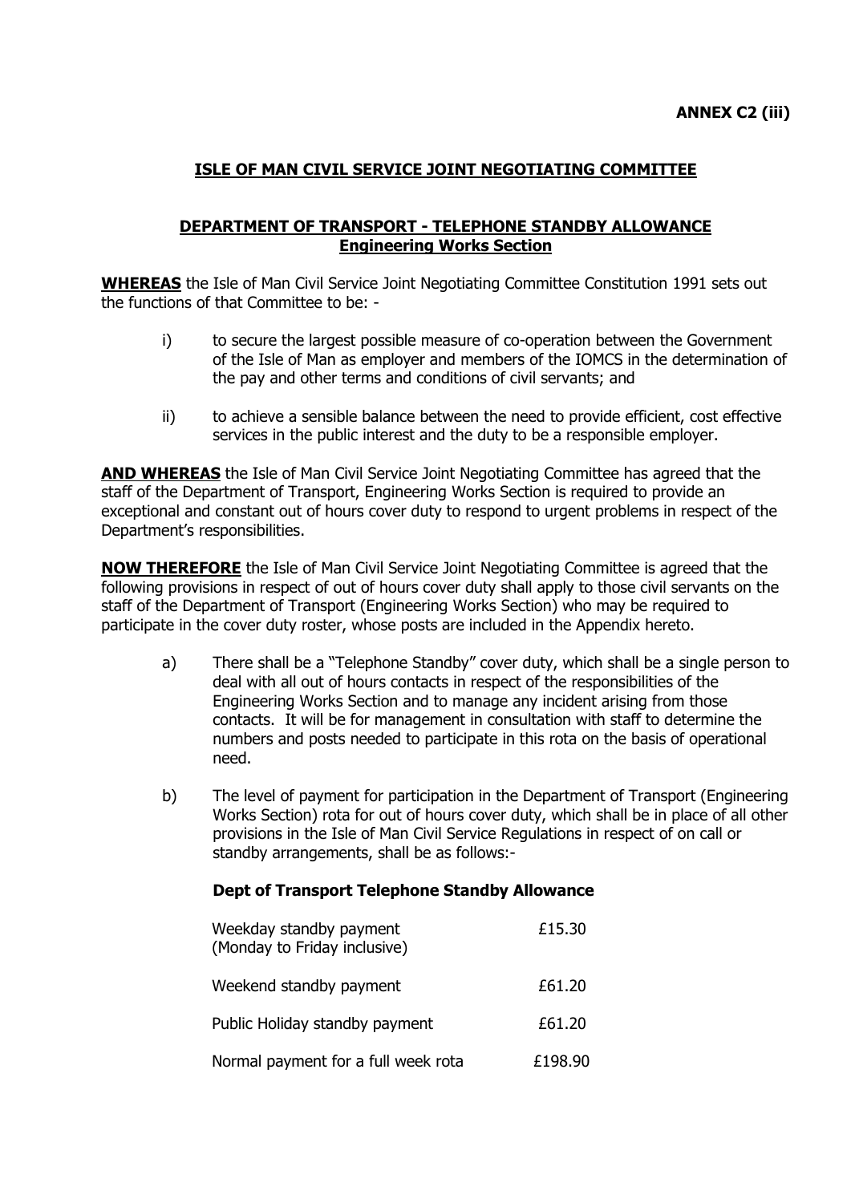**ANNEX C2 (iii)**

## ISLE OF MAN CIVIL SERVICE JOINT NEGOTIATING COMMITTEE

### DEPARTMENT OF TRANSPORT - TELEPHONE STANDBY ALLOWANCE
### Engineering Works Section

**WHEREAS** the Isle of Man Civil Service Joint Negotiating Committee Constitution 1991 sets out the functions of that Committee to be: -

i) to secure the largest possible measure of co-operation between the Government of the Isle of Man as employer and members of the IOMCS in the determination of the pay and other terms and conditions of civil servants; and

ii) to achieve a sensible balance between the need to provide efficient, cost effective services in the public interest and the duty to be a responsible employer.

**AND WHEREAS** the Isle of Man Civil Service Joint Negotiating Committee has agreed that the staff of the Department of Transport, Engineering Works Section is required to provide an exceptional and constant out of hours cover duty to respond to urgent problems in respect of the Department's responsibilities.

**NOW THEREFORE** the Isle of Man Civil Service Joint Negotiating Committee is agreed that the following provisions in respect of out of hours cover duty shall apply to those civil servants on the staff of the Department of Transport (Engineering Works Section) who may be required to participate in the cover duty roster, whose posts are included in the Appendix hereto.

a) There shall be a "Telephone Standby" cover duty, which shall be a single person to deal with all out of hours contacts in respect of the responsibilities of the Engineering Works Section and to manage any incident arising from those contacts. It will be for management in consultation with staff to determine the numbers and posts needed to participate in this rota on the basis of operational need.

b) The level of payment for participation in the Department of Transport (Engineering Works Section) rota for out of hours cover duty, which shall be in place of all other provisions in the Isle of Man Civil Service Regulations in respect of on call or standby arrangements, shall be as follows:-

**Dept of Transport Telephone Standby Allowance**

| | |
|---|---|
| Weekday standby payment (Monday to Friday inclusive) | £15.30 |
| Weekend standby payment | £61.20 |
| Public Holiday standby payment | £61.20 |
| Normal payment for a full week rota | £198.90 |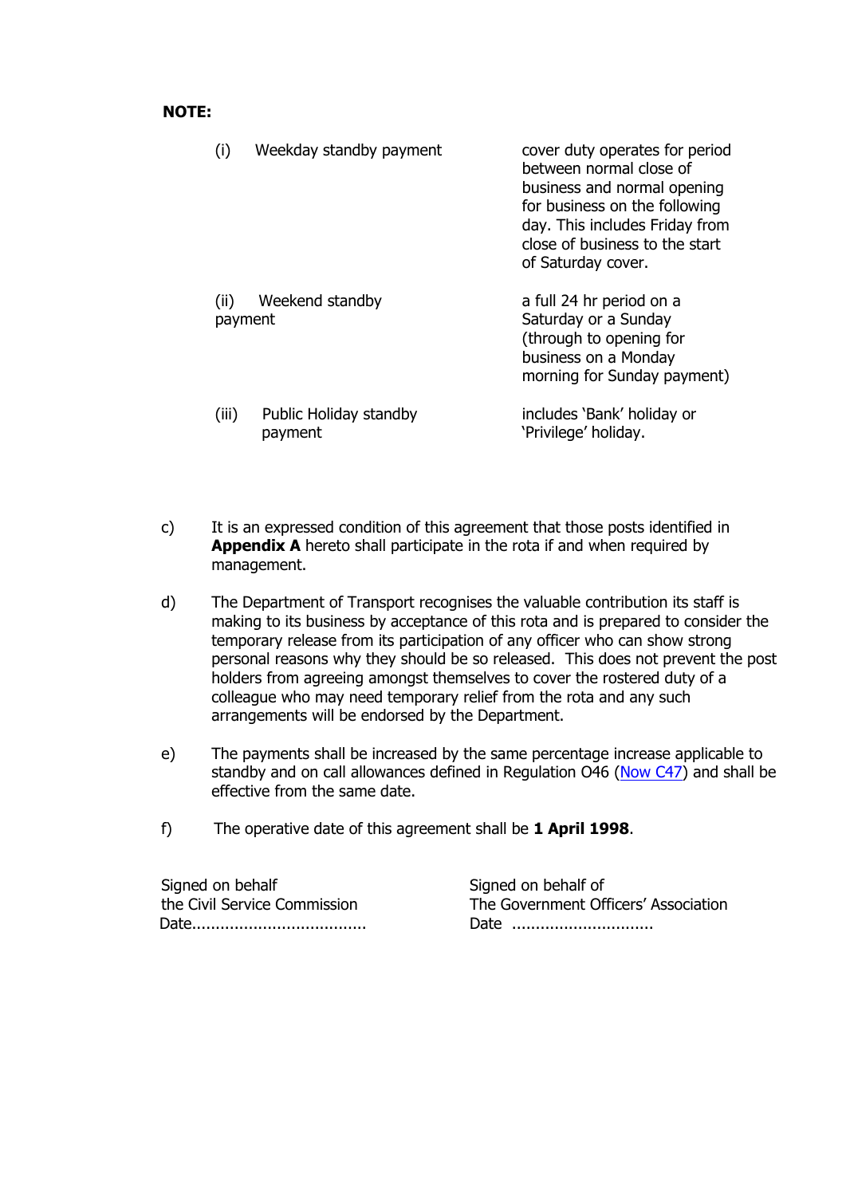**NOTE:**

| | |
|---|---|
| (i) Weekday standby payment | cover duty operates for period between normal close of business and normal opening for business on the following day. This includes Friday from close of business to the start of Saturday cover. |
| (ii) Weekend standby payment | a full 24 hr period on a Saturday or a Sunday (through to opening for business on a Monday morning for Sunday payment) |
| (iii) Public Holiday standby payment | includes 'Bank' holiday or 'Privilege' holiday. |

c) It is an expressed condition of this agreement that those posts identified in **Appendix A** hereto shall participate in the rota if and when required by management.

d) The Department of Transport recognises the valuable contribution its staff is making to its business by acceptance of this rota and is prepared to consider the temporary release from its participation of any officer who can show strong personal reasons why they should be so released. This does not prevent the post holders from agreeing amongst themselves to cover the rostered duty of a colleague who may need temporary relief from the rota and any such arrangements will be endorsed by the Department.

e) The payments shall be increased by the same percentage increase applicable to standby and on call allowances defined in Regulation O46 (Now C47) and shall be effective from the same date.

f) The operative date of this agreement shall be **1 April 1998**.

Signed on behalf
the Civil Service Commission
Date.....................................

Signed on behalf of
The Government Officers' Association
Date ..............................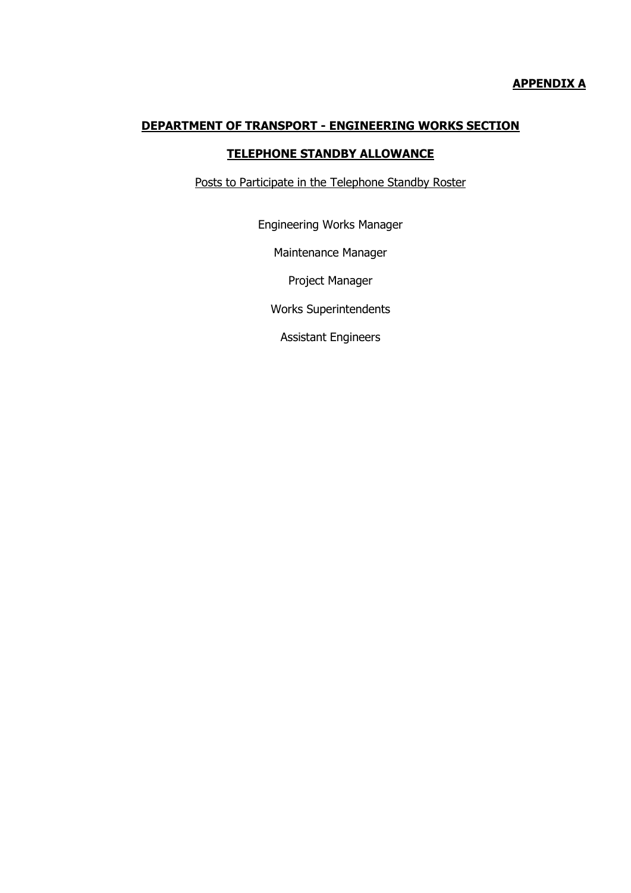**APPENDIX A**

## DEPARTMENT OF TRANSPORT - ENGINEERING WORKS SECTION

## TELEPHONE STANDBY ALLOWANCE

Posts to Participate in the Telephone Standby Roster

Engineering Works Manager

Maintenance Manager

Project Manager

Works Superintendents

Assistant Engineers